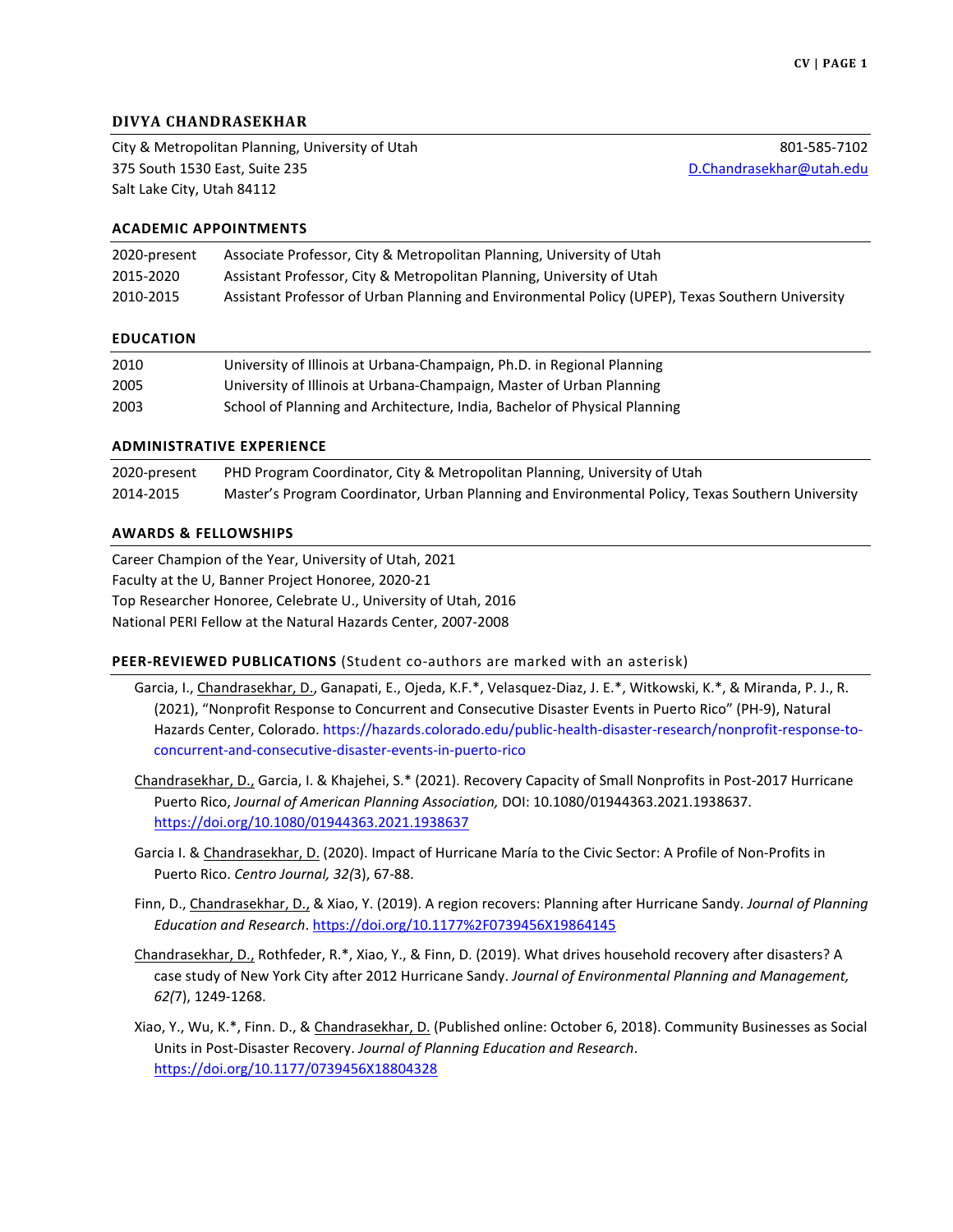## DIVYA CHANDRASEKHAR

City & Metropolitan Planning, University of Utah
375 South 1530 East, Suite 235
Salt Lake City, Utah 84112

801-585-7102
D.Chandrasekhar@utah.edu

### ACADEMIC APPOINTMENTS

| | |
|---|---|
| 2020-present | Associate Professor, City & Metropolitan Planning, University of Utah |
| 2015-2020 | Assistant Professor, City & Metropolitan Planning, University of Utah |
| 2010-2015 | Assistant Professor of Urban Planning and Environmental Policy (UPEP), Texas Southern University |

### EDUCATION

| | |
|---|---|
| 2010 | University of Illinois at Urbana-Champaign, Ph.D. in Regional Planning |
| 2005 | University of Illinois at Urbana-Champaign, Master of Urban Planning |
| 2003 | School of Planning and Architecture, India, Bachelor of Physical Planning |

### ADMINISTRATIVE EXPERIENCE

| | |
|---|---|
| 2020-present | PHD Program Coordinator, City & Metropolitan Planning, University of Utah |
| 2014-2015 | Master's Program Coordinator, Urban Planning and Environmental Policy, Texas Southern University |

### AWARDS & FELLOWSHIPS

Career Champion of the Year, University of Utah, 2021
Faculty at the U, Banner Project Honoree, 2020-21
Top Researcher Honoree, Celebrate U., University of Utah, 2016
National PERI Fellow at the Natural Hazards Center, 2007-2008

### PEER-REVIEWED PUBLICATIONS (Student co-authors are marked with an asterisk)

Garcia, I., Chandrasekhar, D., Ganapati, E., Ojeda, K.F.*, Velasquez-Diaz, J. E.*, Witkowski, K.*, & Miranda, P. J., R. (2021), "Nonprofit Response to Concurrent and Consecutive Disaster Events in Puerto Rico" (PH-9), Natural Hazards Center, Colorado. https://hazards.colorado.edu/public-health-disaster-research/nonprofit-response-to-concurrent-and-consecutive-disaster-events-in-puerto-rico

Chandrasekhar, D., Garcia, I. & Khajehei, S.* (2021). Recovery Capacity of Small Nonprofits in Post-2017 Hurricane Puerto Rico, *Journal of American Planning Association,* DOI: 10.1080/01944363.2021.1938637. https://doi.org/10.1080/01944363.2021.1938637

Garcia I. & Chandrasekhar, D. (2020). Impact of Hurricane María to the Civic Sector: A Profile of Non-Profits in Puerto Rico. *Centro Journal, 32(*3), 67-88.

Finn, D., Chandrasekhar, D., & Xiao, Y. (2019). A region recovers: Planning after Hurricane Sandy. *Journal of Planning Education and Research*. https://doi.org/10.1177%2F0739456X19864145

Chandrasekhar, D., Rothfeder, R.*, Xiao, Y., & Finn, D. (2019). What drives household recovery after disasters? A case study of New York City after 2012 Hurricane Sandy. *Journal of Environmental Planning and Management, 62(*7), 1249-1268.

Xiao, Y., Wu, K.*, Finn. D., & Chandrasekhar, D. (Published online: October 6, 2018). Community Businesses as Social Units in Post-Disaster Recovery. *Journal of Planning Education and Research*. https://doi.org/10.1177/0739456X18804328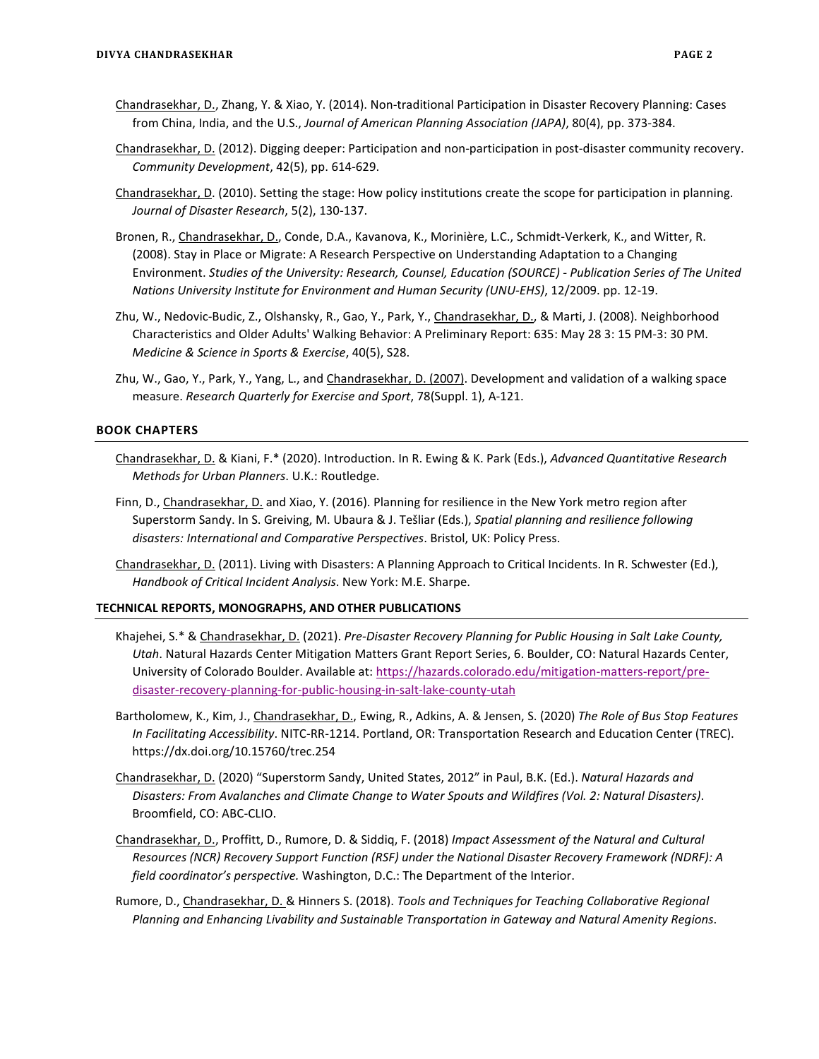Chandrasekhar, D., Zhang, Y. & Xiao, Y. (2014). Non-traditional Participation in Disaster Recovery Planning: Cases from China, India, and the U.S., *Journal of American Planning Association (JAPA)*, 80(4), pp. 373-384.

Chandrasekhar, D. (2012). Digging deeper: Participation and non-participation in post-disaster community recovery. *Community Development*, 42(5), pp. 614-629.

Chandrasekhar, D. (2010). Setting the stage: How policy institutions create the scope for participation in planning. *Journal of Disaster Research*, 5(2), 130-137.

Bronen, R., Chandrasekhar, D., Conde, D.A., Kavanova, K., Morinière, L.C., Schmidt-Verkerk, K., and Witter, R. (2008). Stay in Place or Migrate: A Research Perspective on Understanding Adaptation to a Changing Environment. *Studies of the University: Research, Counsel, Education (SOURCE) - Publication Series of The United Nations University Institute for Environment and Human Security (UNU-EHS)*, 12/2009. pp. 12-19.

Zhu, W., Nedovic-Budic, Z., Olshansky, R., Gao, Y., Park, Y., Chandrasekhar, D., & Marti, J. (2008). Neighborhood Characteristics and Older Adults' Walking Behavior: A Preliminary Report: 635: May 28 3: 15 PM-3: 30 PM. *Medicine & Science in Sports & Exercise*, 40(5), S28.

Zhu, W., Gao, Y., Park, Y., Yang, L., and Chandrasekhar, D. (2007). Development and validation of a walking space measure. *Research Quarterly for Exercise and Sport*, 78(Suppl. 1), A-121.

## BOOK CHAPTERS

Chandrasekhar, D. & Kiani, F.* (2020). Introduction. In R. Ewing & K. Park (Eds.), *Advanced Quantitative Research Methods for Urban Planners*. U.K.: Routledge.

Finn, D., Chandrasekhar, D. and Xiao, Y. (2016). Planning for resilience in the New York metro region after Superstorm Sandy. In S. Greiving, M. Ubaura & J. Tešliar (Eds.), *Spatial planning and resilience following disasters: International and Comparative Perspectives*. Bristol, UK: Policy Press.

Chandrasekhar, D. (2011). Living with Disasters: A Planning Approach to Critical Incidents. In R. Schwester (Ed.), *Handbook of Critical Incident Analysis*. New York: M.E. Sharpe.

## TECHNICAL REPORTS, MONOGRAPHS, AND OTHER PUBLICATIONS

Khajehei, S.* & Chandrasekhar, D. (2021). *Pre-Disaster Recovery Planning for Public Housing in Salt Lake County, Utah*. Natural Hazards Center Mitigation Matters Grant Report Series, 6. Boulder, CO: Natural Hazards Center, University of Colorado Boulder. Available at: https://hazards.colorado.edu/mitigation-matters-report/pre-disaster-recovery-planning-for-public-housing-in-salt-lake-county-utah

Bartholomew, K., Kim, J., Chandrasekhar, D., Ewing, R., Adkins, A. & Jensen, S. (2020) *The Role of Bus Stop Features In Facilitating Accessibility*. NITC-RR-1214. Portland, OR: Transportation Research and Education Center (TREC). https://dx.doi.org/10.15760/trec.254

Chandrasekhar, D. (2020) "Superstorm Sandy, United States, 2012" in Paul, B.K. (Ed.). *Natural Hazards and Disasters: From Avalanches and Climate Change to Water Spouts and Wildfires (Vol. 2: Natural Disasters)*. Broomfield, CO: ABC-CLIO.

Chandrasekhar, D., Proffitt, D., Rumore, D. & Siddiq, F. (2018) *Impact Assessment of the Natural and Cultural Resources (NCR) Recovery Support Function (RSF) under the National Disaster Recovery Framework (NDRF): A field coordinator's perspective.* Washington, D.C.: The Department of the Interior.

Rumore, D., Chandrasekhar, D. & Hinners S. (2018). *Tools and Techniques for Teaching Collaborative Regional Planning and Enhancing Livability and Sustainable Transportation in Gateway and Natural Amenity Regions*.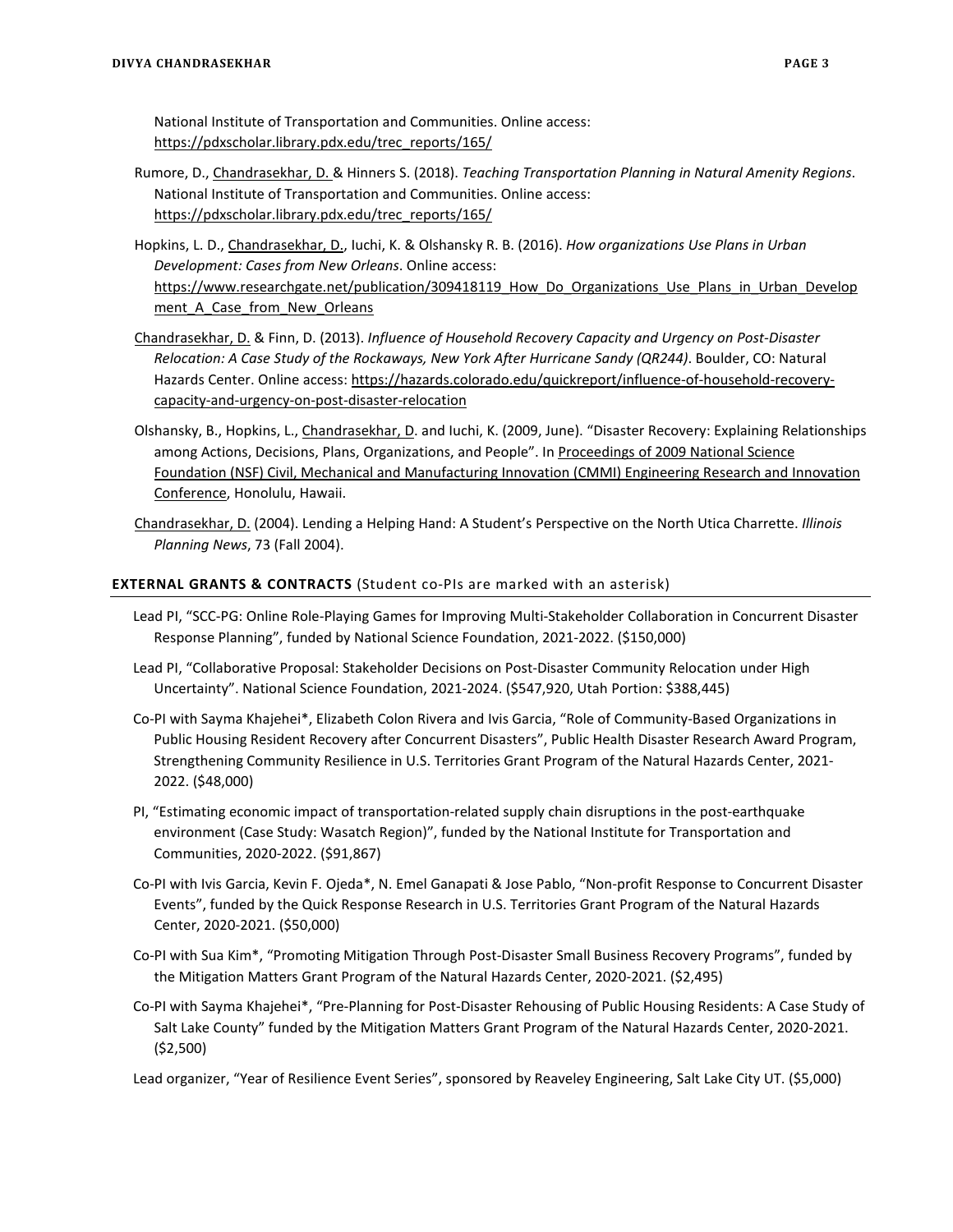National Institute of Transportation and Communities. Online access: https://pdxscholar.library.pdx.edu/trec_reports/165/

Rumore, D., Chandrasekhar, D. & Hinners S. (2018). *Teaching Transportation Planning in Natural Amenity Regions*. National Institute of Transportation and Communities. Online access: https://pdxscholar.library.pdx.edu/trec_reports/165/

Hopkins, L. D., Chandrasekhar, D., Iuchi, K. & Olshansky R. B. (2016). *How organizations Use Plans in Urban Development: Cases from New Orleans*. Online access: https://www.researchgate.net/publication/309418119_How_Do_Organizations_Use_Plans_in_Urban_Development_A_Case_from_New_Orleans

Chandrasekhar, D. & Finn, D. (2013). *Influence of Household Recovery Capacity and Urgency on Post-Disaster Relocation: A Case Study of the Rockaways, New York After Hurricane Sandy (QR244)*. Boulder, CO: Natural Hazards Center. Online access: https://hazards.colorado.edu/quickreport/influence-of-household-recovery-capacity-and-urgency-on-post-disaster-relocation

Olshansky, B., Hopkins, L., Chandrasekhar, D. and Iuchi, K. (2009, June). "Disaster Recovery: Explaining Relationships among Actions, Decisions, Plans, Organizations, and People". In Proceedings of 2009 National Science Foundation (NSF) Civil, Mechanical and Manufacturing Innovation (CMMI) Engineering Research and Innovation Conference, Honolulu, Hawaii.

Chandrasekhar, D. (2004). Lending a Helping Hand: A Student's Perspective on the North Utica Charrette. *Illinois Planning News*, 73 (Fall 2004).

## EXTERNAL GRANTS & CONTRACTS (Student co-PIs are marked with an asterisk)

Lead PI, "SCC-PG: Online Role-Playing Games for Improving Multi-Stakeholder Collaboration in Concurrent Disaster Response Planning", funded by National Science Foundation, 2021-2022. ($150,000)

Lead PI, "Collaborative Proposal: Stakeholder Decisions on Post-Disaster Community Relocation under High Uncertainty". National Science Foundation, 2021-2024. ($547,920, Utah Portion: $388,445)

Co-PI with Sayma Khajehei*, Elizabeth Colon Rivera and Ivis Garcia, "Role of Community-Based Organizations in Public Housing Resident Recovery after Concurrent Disasters", Public Health Disaster Research Award Program, Strengthening Community Resilience in U.S. Territories Grant Program of the Natural Hazards Center, 2021-2022. ($48,000)

PI, "Estimating economic impact of transportation-related supply chain disruptions in the post-earthquake environment (Case Study: Wasatch Region)", funded by the National Institute for Transportation and Communities, 2020-2022. ($91,867)

Co-PI with Ivis Garcia, Kevin F. Ojeda*, N. Emel Ganapati & Jose Pablo, "Non-profit Response to Concurrent Disaster Events", funded by the Quick Response Research in U.S. Territories Grant Program of the Natural Hazards Center, 2020-2021. ($50,000)

Co-PI with Sua Kim*, "Promoting Mitigation Through Post-Disaster Small Business Recovery Programs", funded by the Mitigation Matters Grant Program of the Natural Hazards Center, 2020-2021. ($2,495)

Co-PI with Sayma Khajehei*, "Pre-Planning for Post-Disaster Rehousing of Public Housing Residents: A Case Study of Salt Lake County" funded by the Mitigation Matters Grant Program of the Natural Hazards Center, 2020-2021. ($2,500)

Lead organizer, "Year of Resilience Event Series", sponsored by Reaveley Engineering, Salt Lake City UT. ($5,000)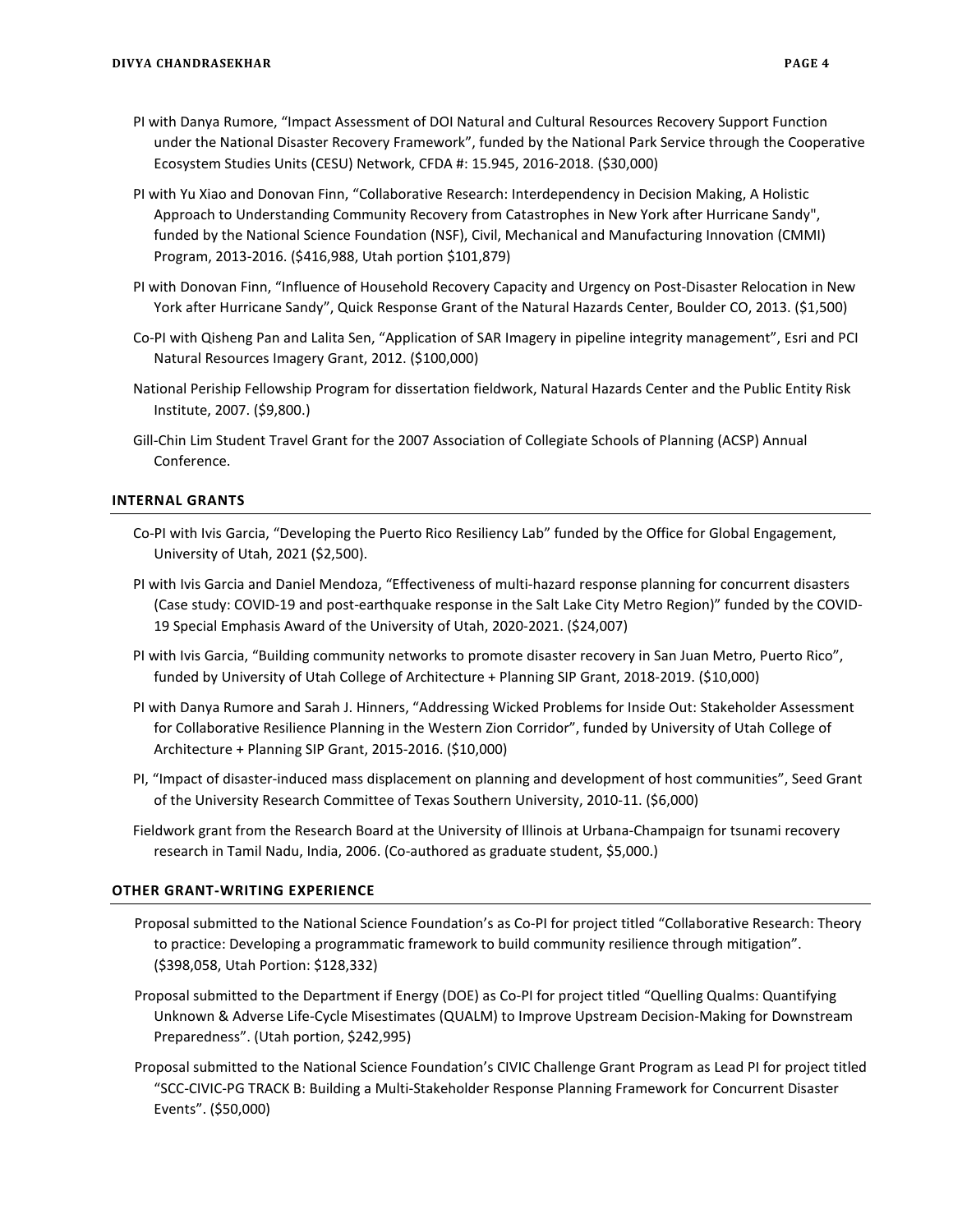PI with Danya Rumore, "Impact Assessment of DOI Natural and Cultural Resources Recovery Support Function under the National Disaster Recovery Framework", funded by the National Park Service through the Cooperative Ecosystem Studies Units (CESU) Network, CFDA #: 15.945, 2016-2018. ($30,000)

PI with Yu Xiao and Donovan Finn, "Collaborative Research: Interdependency in Decision Making, A Holistic Approach to Understanding Community Recovery from Catastrophes in New York after Hurricane Sandy", funded by the National Science Foundation (NSF), Civil, Mechanical and Manufacturing Innovation (CMMI) Program, 2013-2016. ($416,988, Utah portion $101,879)

PI with Donovan Finn, "Influence of Household Recovery Capacity and Urgency on Post-Disaster Relocation in New York after Hurricane Sandy", Quick Response Grant of the Natural Hazards Center, Boulder CO, 2013. ($1,500)

Co-PI with Qisheng Pan and Lalita Sen, "Application of SAR Imagery in pipeline integrity management", Esri and PCI Natural Resources Imagery Grant, 2012. ($100,000)

National Periship Fellowship Program for dissertation fieldwork, Natural Hazards Center and the Public Entity Risk Institute, 2007. ($9,800.)

Gill-Chin Lim Student Travel Grant for the 2007 Association of Collegiate Schools of Planning (ACSP) Annual Conference.

## INTERNAL GRANTS

Co-PI with Ivis Garcia, "Developing the Puerto Rico Resiliency Lab" funded by the Office for Global Engagement, University of Utah, 2021 ($2,500).

PI with Ivis Garcia and Daniel Mendoza, "Effectiveness of multi-hazard response planning for concurrent disasters (Case study: COVID-19 and post-earthquake response in the Salt Lake City Metro Region)" funded by the COVID-19 Special Emphasis Award of the University of Utah, 2020-2021. ($24,007)

PI with Ivis Garcia, "Building community networks to promote disaster recovery in San Juan Metro, Puerto Rico", funded by University of Utah College of Architecture + Planning SIP Grant, 2018-2019. ($10,000)

PI with Danya Rumore and Sarah J. Hinners, "Addressing Wicked Problems for Inside Out: Stakeholder Assessment for Collaborative Resilience Planning in the Western Zion Corridor", funded by University of Utah College of Architecture + Planning SIP Grant, 2015-2016. ($10,000)

PI, "Impact of disaster-induced mass displacement on planning and development of host communities", Seed Grant of the University Research Committee of Texas Southern University, 2010-11. ($6,000)

Fieldwork grant from the Research Board at the University of Illinois at Urbana-Champaign for tsunami recovery research in Tamil Nadu, India, 2006. (Co-authored as graduate student, $5,000.)

## OTHER GRANT-WRITING EXPERIENCE

Proposal submitted to the National Science Foundation's as Co-PI for project titled "Collaborative Research: Theory to practice: Developing a programmatic framework to build community resilience through mitigation". ($398,058, Utah Portion: $128,332)

Proposal submitted to the Department if Energy (DOE) as Co-PI for project titled "Quelling Qualms: Quantifying Unknown & Adverse Life-Cycle Misestimates (QUALM) to Improve Upstream Decision-Making for Downstream Preparedness". (Utah portion, $242,995)

Proposal submitted to the National Science Foundation's CIVIC Challenge Grant Program as Lead PI for project titled "SCC-CIVIC-PG TRACK B: Building a Multi-Stakeholder Response Planning Framework for Concurrent Disaster Events". ($50,000)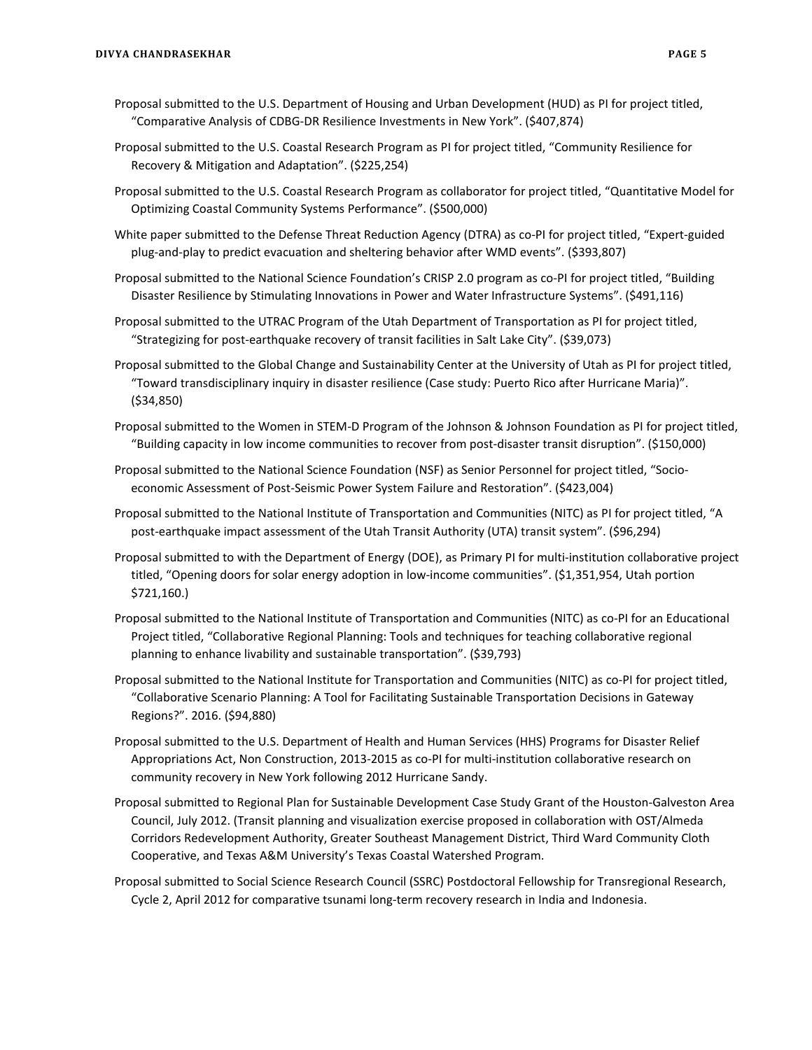Proposal submitted to the U.S. Department of Housing and Urban Development (HUD) as PI for project titled, "Comparative Analysis of CDBG-DR Resilience Investments in New York". ($407,874)

Proposal submitted to the U.S. Coastal Research Program as PI for project titled, "Community Resilience for Recovery & Mitigation and Adaptation". ($225,254)

Proposal submitted to the U.S. Coastal Research Program as collaborator for project titled, "Quantitative Model for Optimizing Coastal Community Systems Performance". ($500,000)

White paper submitted to the Defense Threat Reduction Agency (DTRA) as co-PI for project titled, "Expert-guided plug-and-play to predict evacuation and sheltering behavior after WMD events". ($393,807)

Proposal submitted to the National Science Foundation's CRISP 2.0 program as co-PI for project titled, "Building Disaster Resilience by Stimulating Innovations in Power and Water Infrastructure Systems". ($491,116)

Proposal submitted to the UTRAC Program of the Utah Department of Transportation as PI for project titled, "Strategizing for post-earthquake recovery of transit facilities in Salt Lake City". ($39,073)

Proposal submitted to the Global Change and Sustainability Center at the University of Utah as PI for project titled, "Toward transdisciplinary inquiry in disaster resilience (Case study: Puerto Rico after Hurricane Maria)". ($34,850)

Proposal submitted to the Women in STEM-D Program of the Johnson & Johnson Foundation as PI for project titled, "Building capacity in low income communities to recover from post-disaster transit disruption". ($150,000)

Proposal submitted to the National Science Foundation (NSF) as Senior Personnel for project titled, "Socio-economic Assessment of Post-Seismic Power System Failure and Restoration". ($423,004)

Proposal submitted to the National Institute of Transportation and Communities (NITC) as PI for project titled, "A post-earthquake impact assessment of the Utah Transit Authority (UTA) transit system". ($96,294)

Proposal submitted to with the Department of Energy (DOE), as Primary PI for multi-institution collaborative project titled, "Opening doors for solar energy adoption in low-income communities". ($1,351,954, Utah portion $721,160.)

Proposal submitted to the National Institute of Transportation and Communities (NITC) as co-PI for an Educational Project titled, "Collaborative Regional Planning: Tools and techniques for teaching collaborative regional planning to enhance livability and sustainable transportation". ($39,793)

Proposal submitted to the National Institute for Transportation and Communities (NITC) as co-PI for project titled, "Collaborative Scenario Planning: A Tool for Facilitating Sustainable Transportation Decisions in Gateway Regions?". 2016. ($94,880)

Proposal submitted to the U.S. Department of Health and Human Services (HHS) Programs for Disaster Relief Appropriations Act, Non Construction, 2013-2015 as co-PI for multi-institution collaborative research on community recovery in New York following 2012 Hurricane Sandy.

Proposal submitted to Regional Plan for Sustainable Development Case Study Grant of the Houston-Galveston Area Council, July 2012. (Transit planning and visualization exercise proposed in collaboration with OST/Almeda Corridors Redevelopment Authority, Greater Southeast Management District, Third Ward Community Cloth Cooperative, and Texas A&M University's Texas Coastal Watershed Program.

Proposal submitted to Social Science Research Council (SSRC) Postdoctoral Fellowship for Transregional Research, Cycle 2, April 2012 for comparative tsunami long-term recovery research in India and Indonesia.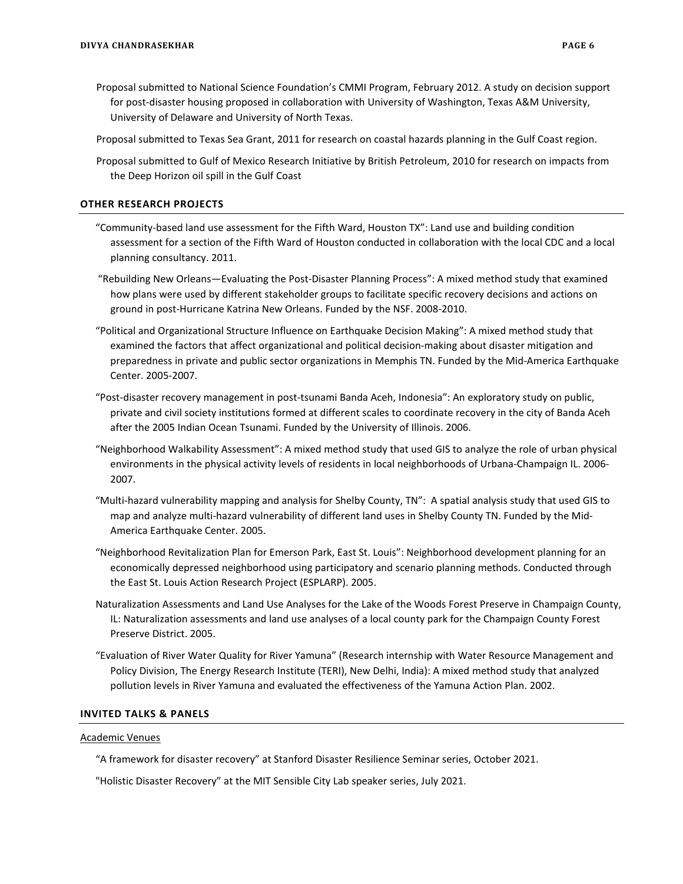Proposal submitted to National Science Foundation's CMMI Program, February 2012. A study on decision support for post-disaster housing proposed in collaboration with University of Washington, Texas A&M University, University of Delaware and University of North Texas.

Proposal submitted to Texas Sea Grant, 2011 for research on coastal hazards planning in the Gulf Coast region.

Proposal submitted to Gulf of Mexico Research Initiative by British Petroleum, 2010 for research on impacts from the Deep Horizon oil spill in the Gulf Coast

## OTHER RESEARCH PROJECTS

"Community-based land use assessment for the Fifth Ward, Houston TX": Land use and building condition assessment for a section of the Fifth Ward of Houston conducted in collaboration with the local CDC and a local planning consultancy. 2011.

"Rebuilding New Orleans—Evaluating the Post-Disaster Planning Process": A mixed method study that examined how plans were used by different stakeholder groups to facilitate specific recovery decisions and actions on ground in post-Hurricane Katrina New Orleans. Funded by the NSF. 2008-2010.

"Political and Organizational Structure Influence on Earthquake Decision Making": A mixed method study that examined the factors that affect organizational and political decision-making about disaster mitigation and preparedness in private and public sector organizations in Memphis TN. Funded by the Mid-America Earthquake Center. 2005-2007.

"Post-disaster recovery management in post-tsunami Banda Aceh, Indonesia": An exploratory study on public, private and civil society institutions formed at different scales to coordinate recovery in the city of Banda Aceh after the 2005 Indian Ocean Tsunami. Funded by the University of Illinois. 2006.

"Neighborhood Walkability Assessment": A mixed method study that used GIS to analyze the role of urban physical environments in the physical activity levels of residents in local neighborhoods of Urbana-Champaign IL. 2006-2007.

"Multi-hazard vulnerability mapping and analysis for Shelby County, TN": A spatial analysis study that used GIS to map and analyze multi-hazard vulnerability of different land uses in Shelby County TN. Funded by the Mid-America Earthquake Center. 2005.

"Neighborhood Revitalization Plan for Emerson Park, East St. Louis": Neighborhood development planning for an economically depressed neighborhood using participatory and scenario planning methods. Conducted through the East St. Louis Action Research Project (ESPLARP). 2005.

Naturalization Assessments and Land Use Analyses for the Lake of the Woods Forest Preserve in Champaign County, IL: Naturalization assessments and land use analyses of a local county park for the Champaign County Forest Preserve District. 2005.

"Evaluation of River Water Quality for River Yamuna" (Research internship with Water Resource Management and Policy Division, The Energy Research Institute (TERI), New Delhi, India): A mixed method study that analyzed pollution levels in River Yamuna and evaluated the effectiveness of the Yamuna Action Plan. 2002.

## INVITED TALKS & PANELS

Academic Venues

"A framework for disaster recovery" at Stanford Disaster Resilience Seminar series, October 2021.

"Holistic Disaster Recovery" at the MIT Sensible City Lab speaker series, July 2021.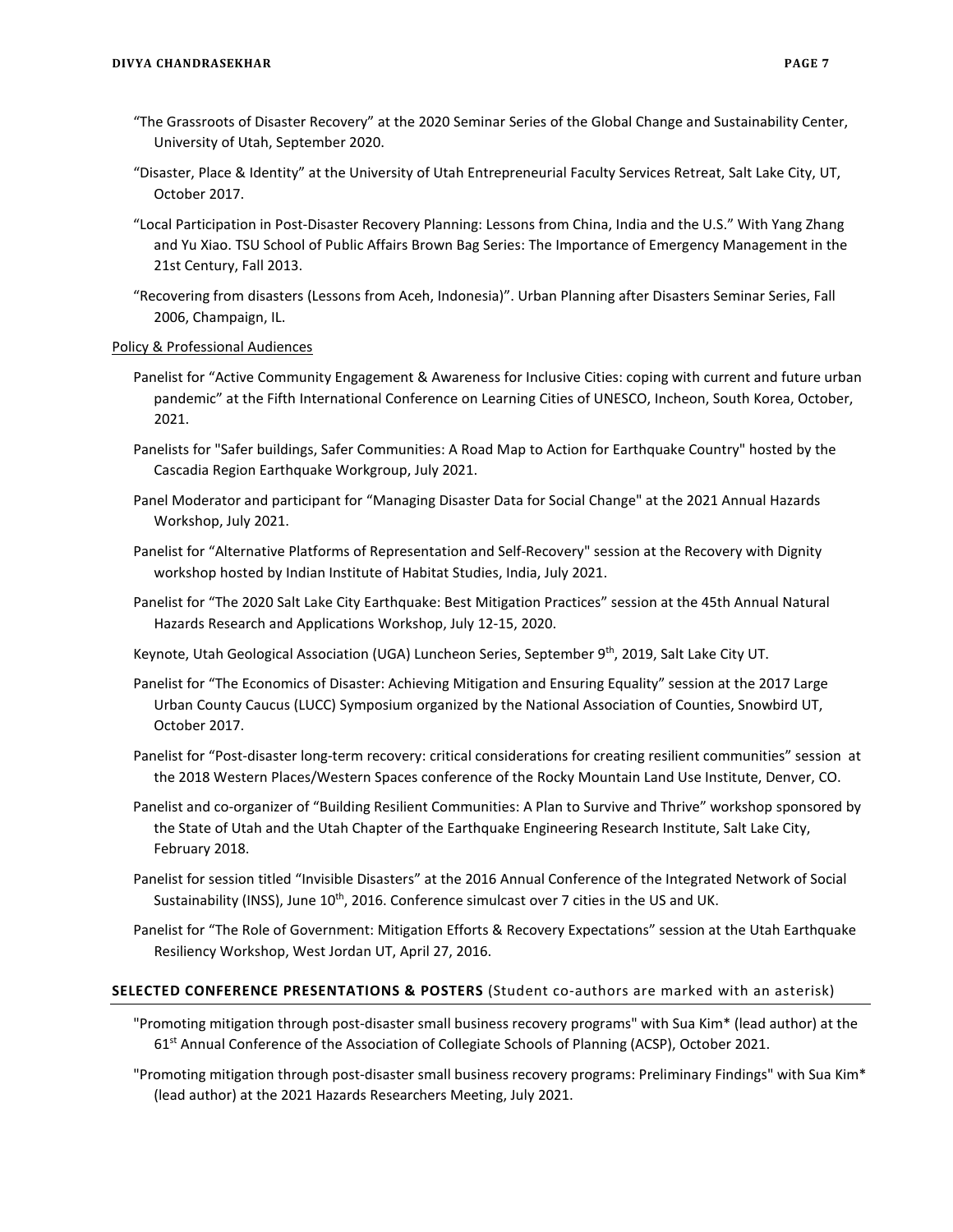"The Grassroots of Disaster Recovery" at the 2020 Seminar Series of the Global Change and Sustainability Center, University of Utah, September 2020.

"Disaster, Place & Identity" at the University of Utah Entrepreneurial Faculty Services Retreat, Salt Lake City, UT, October 2017.

"Local Participation in Post-Disaster Recovery Planning: Lessons from China, India and the U.S." With Yang Zhang and Yu Xiao. TSU School of Public Affairs Brown Bag Series: The Importance of Emergency Management in the 21st Century, Fall 2013.

"Recovering from disasters (Lessons from Aceh, Indonesia)". Urban Planning after Disasters Seminar Series, Fall 2006, Champaign, IL.

<u>Policy & Professional Audiences</u>

Panelist for "Active Community Engagement & Awareness for Inclusive Cities: coping with current and future urban pandemic" at the Fifth International Conference on Learning Cities of UNESCO, Incheon, South Korea, October, 2021.

Panelists for "Safer buildings, Safer Communities: A Road Map to Action for Earthquake Country" hosted by the Cascadia Region Earthquake Workgroup, July 2021.

Panel Moderator and participant for "Managing Disaster Data for Social Change" at the 2021 Annual Hazards Workshop, July 2021.

Panelist for "Alternative Platforms of Representation and Self-Recovery" session at the Recovery with Dignity workshop hosted by Indian Institute of Habitat Studies, India, July 2021.

Panelist for "The 2020 Salt Lake City Earthquake: Best Mitigation Practices" session at the 45th Annual Natural Hazards Research and Applications Workshop, July 12-15, 2020.

Keynote, Utah Geological Association (UGA) Luncheon Series, September 9th, 2019, Salt Lake City UT.

Panelist for "The Economics of Disaster: Achieving Mitigation and Ensuring Equality" session at the 2017 Large Urban County Caucus (LUCC) Symposium organized by the National Association of Counties, Snowbird UT, October 2017.

Panelist for "Post-disaster long-term recovery: critical considerations for creating resilient communities" session at the 2018 Western Places/Western Spaces conference of the Rocky Mountain Land Use Institute, Denver, CO.

Panelist and co-organizer of "Building Resilient Communities: A Plan to Survive and Thrive" workshop sponsored by the State of Utah and the Utah Chapter of the Earthquake Engineering Research Institute, Salt Lake City, February 2018.

Panelist for session titled "Invisible Disasters" at the 2016 Annual Conference of the Integrated Network of Social Sustainability (INSS), June 10th, 2016. Conference simulcast over 7 cities in the US and UK.

Panelist for "The Role of Government: Mitigation Efforts & Recovery Expectations" session at the Utah Earthquake Resiliency Workshop, West Jordan UT, April 27, 2016.

## SELECTED CONFERENCE PRESENTATIONS & POSTERS (Student co-authors are marked with an asterisk)

"Promoting mitigation through post-disaster small business recovery programs" with Sua Kim* (lead author) at the 61st Annual Conference of the Association of Collegiate Schools of Planning (ACSP), October 2021.

"Promoting mitigation through post-disaster small business recovery programs: Preliminary Findings" with Sua Kim* (lead author) at the 2021 Hazards Researchers Meeting, July 2021.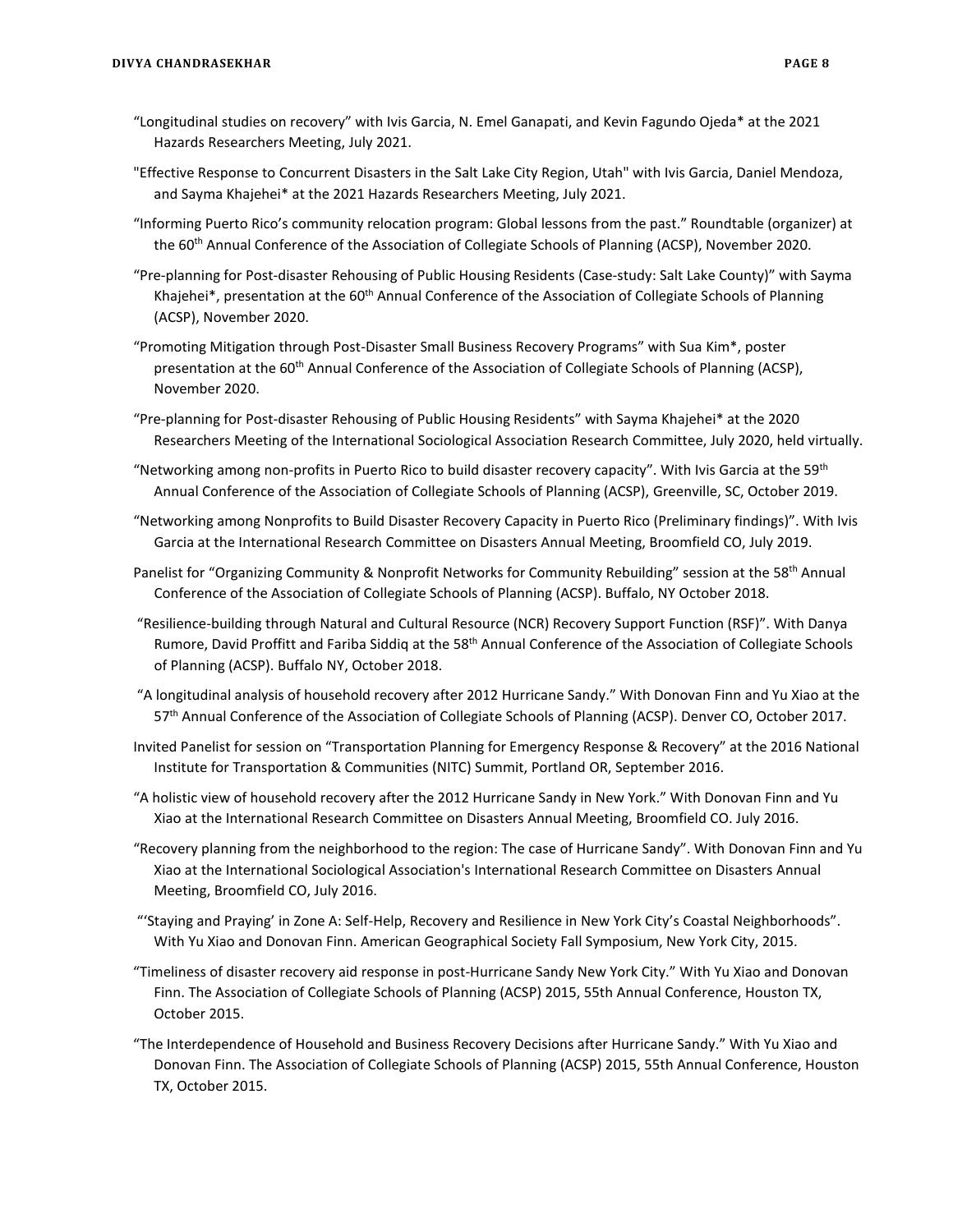"Longitudinal studies on recovery" with Ivis Garcia, N. Emel Ganapati, and Kevin Fagundo Ojeda* at the 2021 Hazards Researchers Meeting, July 2021.

"Effective Response to Concurrent Disasters in the Salt Lake City Region, Utah" with Ivis Garcia, Daniel Mendoza, and Sayma Khajehei* at the 2021 Hazards Researchers Meeting, July 2021.

"Informing Puerto Rico's community relocation program: Global lessons from the past." Roundtable (organizer) at the 60th Annual Conference of the Association of Collegiate Schools of Planning (ACSP), November 2020.

"Pre-planning for Post-disaster Rehousing of Public Housing Residents (Case-study: Salt Lake County)" with Sayma Khajehei*, presentation at the 60th Annual Conference of the Association of Collegiate Schools of Planning (ACSP), November 2020.

"Promoting Mitigation through Post-Disaster Small Business Recovery Programs" with Sua Kim*, poster presentation at the 60th Annual Conference of the Association of Collegiate Schools of Planning (ACSP), November 2020.

"Pre-planning for Post-disaster Rehousing of Public Housing Residents" with Sayma Khajehei* at the 2020 Researchers Meeting of the International Sociological Association Research Committee, July 2020, held virtually.

"Networking among non-profits in Puerto Rico to build disaster recovery capacity". With Ivis Garcia at the 59th Annual Conference of the Association of Collegiate Schools of Planning (ACSP), Greenville, SC, October 2019.

"Networking among Nonprofits to Build Disaster Recovery Capacity in Puerto Rico (Preliminary findings)". With Ivis Garcia at the International Research Committee on Disasters Annual Meeting, Broomfield CO, July 2019.

Panelist for "Organizing Community & Nonprofit Networks for Community Rebuilding" session at the 58th Annual Conference of the Association of Collegiate Schools of Planning (ACSP). Buffalo, NY October 2018.

"Resilience-building through Natural and Cultural Resource (NCR) Recovery Support Function (RSF)". With Danya Rumore, David Proffitt and Fariba Siddiq at the 58th Annual Conference of the Association of Collegiate Schools of Planning (ACSP). Buffalo NY, October 2018.

"A longitudinal analysis of household recovery after 2012 Hurricane Sandy." With Donovan Finn and Yu Xiao at the 57th Annual Conference of the Association of Collegiate Schools of Planning (ACSP). Denver CO, October 2017.

Invited Panelist for session on "Transportation Planning for Emergency Response & Recovery" at the 2016 National Institute for Transportation & Communities (NITC) Summit, Portland OR, September 2016.

"A holistic view of household recovery after the 2012 Hurricane Sandy in New York." With Donovan Finn and Yu Xiao at the International Research Committee on Disasters Annual Meeting, Broomfield CO. July 2016.

"Recovery planning from the neighborhood to the region: The case of Hurricane Sandy". With Donovan Finn and Yu Xiao at the International Sociological Association's International Research Committee on Disasters Annual Meeting, Broomfield CO, July 2016.

"'Staying and Praying' in Zone A: Self-Help, Recovery and Resilience in New York City's Coastal Neighborhoods". With Yu Xiao and Donovan Finn. American Geographical Society Fall Symposium, New York City, 2015.

"Timeliness of disaster recovery aid response in post-Hurricane Sandy New York City." With Yu Xiao and Donovan Finn. The Association of Collegiate Schools of Planning (ACSP) 2015, 55th Annual Conference, Houston TX, October 2015.

"The Interdependence of Household and Business Recovery Decisions after Hurricane Sandy." With Yu Xiao and Donovan Finn. The Association of Collegiate Schools of Planning (ACSP) 2015, 55th Annual Conference, Houston TX, October 2015.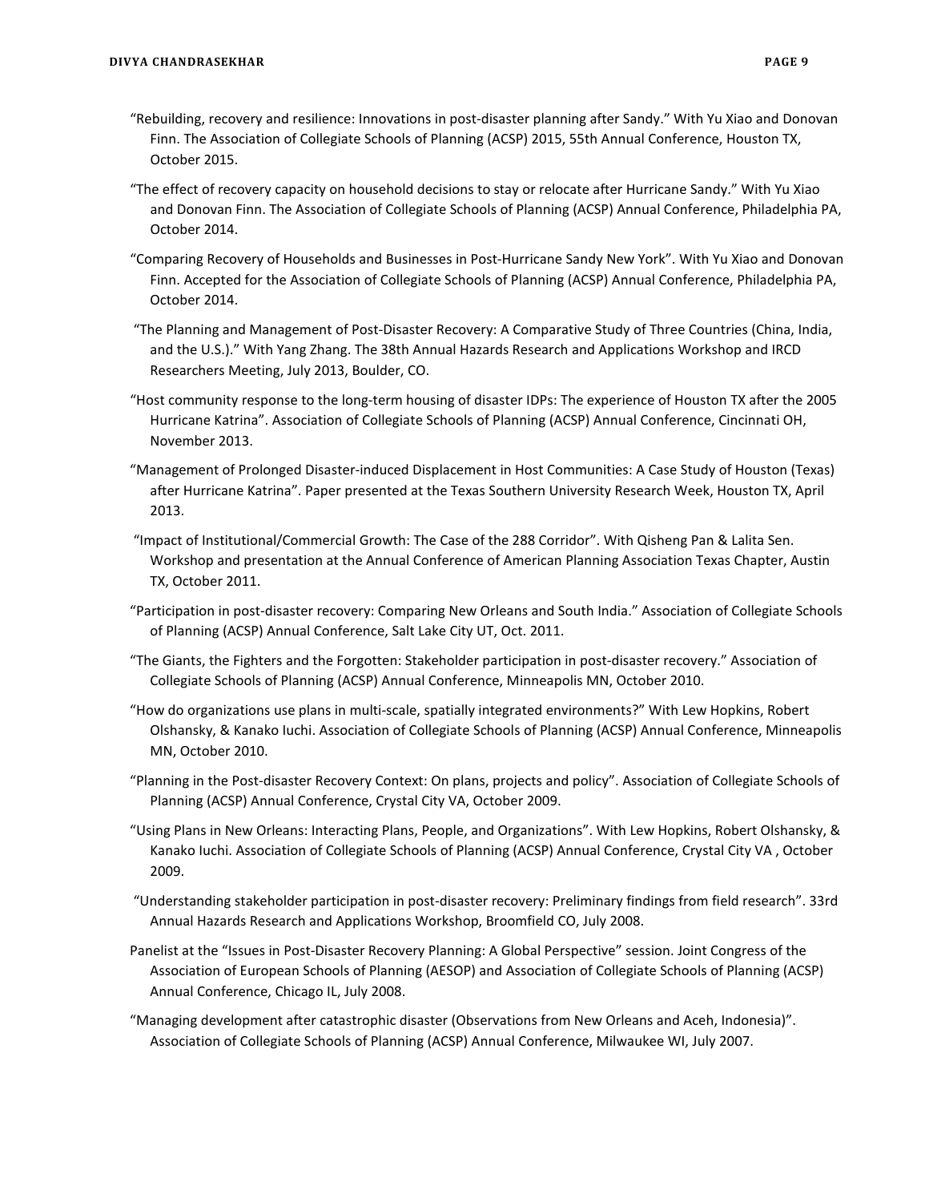"Rebuilding, recovery and resilience: Innovations in post-disaster planning after Sandy." With Yu Xiao and Donovan Finn. The Association of Collegiate Schools of Planning (ACSP) 2015, 55th Annual Conference, Houston TX, October 2015.

"The effect of recovery capacity on household decisions to stay or relocate after Hurricane Sandy." With Yu Xiao and Donovan Finn. The Association of Collegiate Schools of Planning (ACSP) Annual Conference, Philadelphia PA, October 2014.

"Comparing Recovery of Households and Businesses in Post-Hurricane Sandy New York". With Yu Xiao and Donovan Finn. Accepted for the Association of Collegiate Schools of Planning (ACSP) Annual Conference, Philadelphia PA, October 2014.

"The Planning and Management of Post-Disaster Recovery: A Comparative Study of Three Countries (China, India, and the U.S.)." With Yang Zhang. The 38th Annual Hazards Research and Applications Workshop and IRCD Researchers Meeting, July 2013, Boulder, CO.

"Host community response to the long-term housing of disaster IDPs: The experience of Houston TX after the 2005 Hurricane Katrina". Association of Collegiate Schools of Planning (ACSP) Annual Conference, Cincinnati OH, November 2013.

"Management of Prolonged Disaster-induced Displacement in Host Communities: A Case Study of Houston (Texas) after Hurricane Katrina". Paper presented at the Texas Southern University Research Week, Houston TX, April 2013.

"Impact of Institutional/Commercial Growth: The Case of the 288 Corridor". With Qisheng Pan & Lalita Sen. Workshop and presentation at the Annual Conference of American Planning Association Texas Chapter, Austin TX, October 2011.

"Participation in post-disaster recovery: Comparing New Orleans and South India." Association of Collegiate Schools of Planning (ACSP) Annual Conference, Salt Lake City UT, Oct. 2011.

"The Giants, the Fighters and the Forgotten: Stakeholder participation in post-disaster recovery." Association of Collegiate Schools of Planning (ACSP) Annual Conference, Minneapolis MN, October 2010.

"How do organizations use plans in multi-scale, spatially integrated environments?" With Lew Hopkins, Robert Olshansky, & Kanako Iuchi. Association of Collegiate Schools of Planning (ACSP) Annual Conference, Minneapolis MN, October 2010.

"Planning in the Post-disaster Recovery Context: On plans, projects and policy". Association of Collegiate Schools of Planning (ACSP) Annual Conference, Crystal City VA, October 2009.

"Using Plans in New Orleans: Interacting Plans, People, and Organizations". With Lew Hopkins, Robert Olshansky, & Kanako Iuchi. Association of Collegiate Schools of Planning (ACSP) Annual Conference, Crystal City VA , October 2009.

"Understanding stakeholder participation in post-disaster recovery: Preliminary findings from field research". 33rd Annual Hazards Research and Applications Workshop, Broomfield CO, July 2008.

Panelist at the "Issues in Post-Disaster Recovery Planning: A Global Perspective" session. Joint Congress of the Association of European Schools of Planning (AESOP) and Association of Collegiate Schools of Planning (ACSP) Annual Conference, Chicago IL, July 2008.

"Managing development after catastrophic disaster (Observations from New Orleans and Aceh, Indonesia)". Association of Collegiate Schools of Planning (ACSP) Annual Conference, Milwaukee WI, July 2007.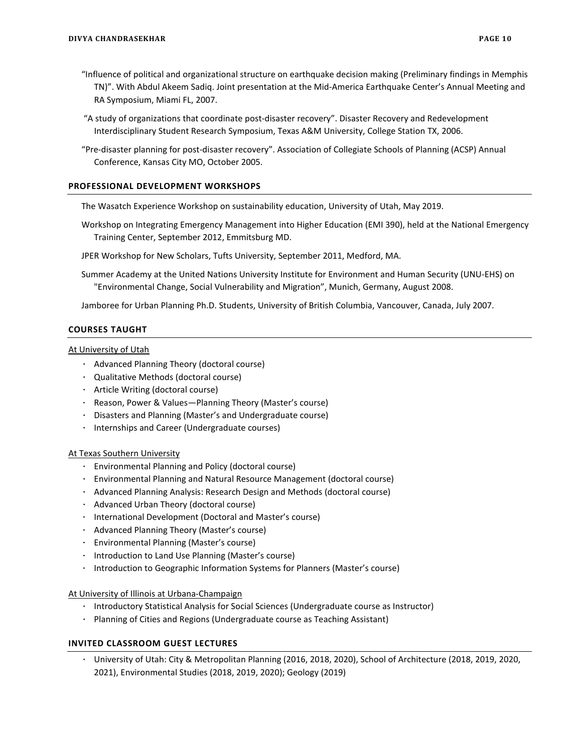"Influence of political and organizational structure on earthquake decision making (Preliminary findings in Memphis TN)". With Abdul Akeem Sadiq. Joint presentation at the Mid-America Earthquake Center's Annual Meeting and RA Symposium, Miami FL, 2007.

"A study of organizations that coordinate post-disaster recovery". Disaster Recovery and Redevelopment Interdisciplinary Student Research Symposium, Texas A&M University, College Station TX, 2006.

"Pre-disaster planning for post-disaster recovery". Association of Collegiate Schools of Planning (ACSP) Annual Conference, Kansas City MO, October 2005.

## PROFESSIONAL DEVELOPMENT WORKSHOPS

The Wasatch Experience Workshop on sustainability education, University of Utah, May 2019.

Workshop on Integrating Emergency Management into Higher Education (EMI 390), held at the National Emergency Training Center, September 2012, Emmitsburg MD.

JPER Workshop for New Scholars, Tufts University, September 2011, Medford, MA.

Summer Academy at the United Nations University Institute for Environment and Human Security (UNU-EHS) on "Environmental Change, Social Vulnerability and Migration", Munich, Germany, August 2008.

Jamboree for Urban Planning Ph.D. Students, University of British Columbia, Vancouver, Canada, July 2007.

## COURSES TAUGHT

At University of Utah

- Advanced Planning Theory (doctoral course)
- Qualitative Methods (doctoral course)
- Article Writing (doctoral course)
- Reason, Power & Values—Planning Theory (Master's course)
- Disasters and Planning (Master's and Undergraduate course)
- Internships and Career (Undergraduate courses)

At Texas Southern University

- Environmental Planning and Policy (doctoral course)
- Environmental Planning and Natural Resource Management (doctoral course)
- Advanced Planning Analysis: Research Design and Methods (doctoral course)
- Advanced Urban Theory (doctoral course)
- International Development (Doctoral and Master's course)
- Advanced Planning Theory (Master's course)
- Environmental Planning (Master's course)
- Introduction to Land Use Planning (Master's course)
- Introduction to Geographic Information Systems for Planners (Master's course)

At University of Illinois at Urbana-Champaign

- Introductory Statistical Analysis for Social Sciences (Undergraduate course as Instructor)
- Planning of Cities and Regions (Undergraduate course as Teaching Assistant)

## INVITED CLASSROOM GUEST LECTURES

- University of Utah: City & Metropolitan Planning (2016, 2018, 2020), School of Architecture (2018, 2019, 2020, 2021), Environmental Studies (2018, 2019, 2020); Geology (2019)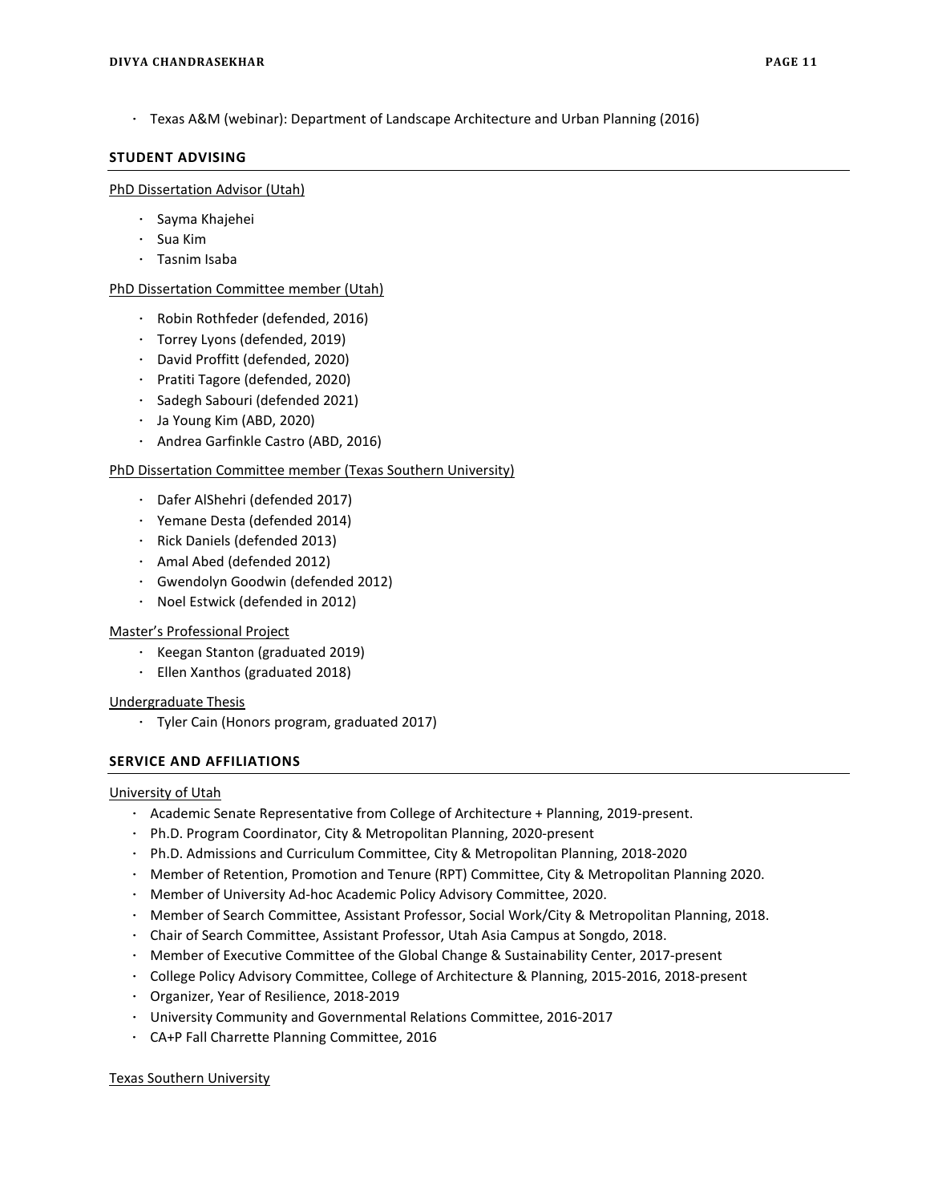- Texas A&M (webinar): Department of Landscape Architecture and Urban Planning (2016)

## STUDENT ADVISING

PhD Dissertation Advisor (Utah)

- Sayma Khajehei
- Sua Kim
- Tasnim Isaba

PhD Dissertation Committee member (Utah)

- Robin Rothfeder (defended, 2016)
- Torrey Lyons (defended, 2019)
- David Proffitt (defended, 2020)
- Pratiti Tagore (defended, 2020)
- Sadegh Sabouri (defended 2021)
- Ja Young Kim (ABD, 2020)
- Andrea Garfinkle Castro (ABD, 2016)

PhD Dissertation Committee member (Texas Southern University)

- Dafer AlShehri (defended 2017)
- Yemane Desta (defended 2014)
- Rick Daniels (defended 2013)
- Amal Abed (defended 2012)
- Gwendolyn Goodwin (defended 2012)
- Noel Estwick (defended in 2012)

Master's Professional Project

- Keegan Stanton (graduated 2019)
- Ellen Xanthos (graduated 2018)

Undergraduate Thesis

- Tyler Cain (Honors program, graduated 2017)

## SERVICE AND AFFILIATIONS

University of Utah

- Academic Senate Representative from College of Architecture + Planning, 2019-present.
- Ph.D. Program Coordinator, City & Metropolitan Planning, 2020-present
- Ph.D. Admissions and Curriculum Committee, City & Metropolitan Planning, 2018-2020
- Member of Retention, Promotion and Tenure (RPT) Committee, City & Metropolitan Planning 2020.
- Member of University Ad-hoc Academic Policy Advisory Committee, 2020.
- Member of Search Committee, Assistant Professor, Social Work/City & Metropolitan Planning, 2018.
- Chair of Search Committee, Assistant Professor, Utah Asia Campus at Songdo, 2018.
- Member of Executive Committee of the Global Change & Sustainability Center, 2017-present
- College Policy Advisory Committee, College of Architecture & Planning, 2015-2016, 2018-present
- Organizer, Year of Resilience, 2018-2019
- University Community and Governmental Relations Committee, 2016-2017
- CA+P Fall Charrette Planning Committee, 2016

Texas Southern University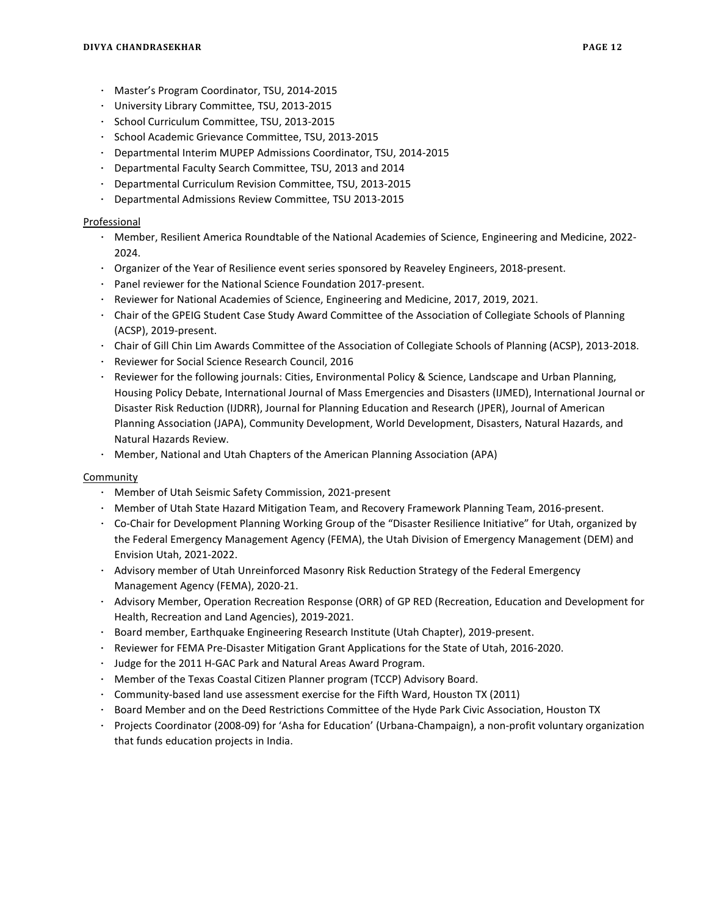- Master's Program Coordinator, TSU, 2014-2015
- University Library Committee, TSU, 2013-2015
- School Curriculum Committee, TSU, 2013-2015
- School Academic Grievance Committee, TSU, 2013-2015
- Departmental Interim MUPEP Admissions Coordinator, TSU, 2014-2015
- Departmental Faculty Search Committee, TSU, 2013 and 2014
- Departmental Curriculum Revision Committee, TSU, 2013-2015
- Departmental Admissions Review Committee, TSU 2013-2015

Professional

- Member, Resilient America Roundtable of the National Academies of Science, Engineering and Medicine, 2022-2024.
- Organizer of the Year of Resilience event series sponsored by Reaveley Engineers, 2018-present.
- Panel reviewer for the National Science Foundation 2017-present.
- Reviewer for National Academies of Science, Engineering and Medicine, 2017, 2019, 2021.
- Chair of the GPEIG Student Case Study Award Committee of the Association of Collegiate Schools of Planning (ACSP), 2019-present.
- Chair of Gill Chin Lim Awards Committee of the Association of Collegiate Schools of Planning (ACSP), 2013-2018.
- Reviewer for Social Science Research Council, 2016
- Reviewer for the following journals: Cities, Environmental Policy & Science, Landscape and Urban Planning, Housing Policy Debate, International Journal of Mass Emergencies and Disasters (IJMED), International Journal or Disaster Risk Reduction (IJDRR), Journal for Planning Education and Research (JPER), Journal of American Planning Association (JAPA), Community Development, World Development, Disasters, Natural Hazards, and Natural Hazards Review.
- Member, National and Utah Chapters of the American Planning Association (APA)

Community

- Member of Utah Seismic Safety Commission, 2021-present
- Member of Utah State Hazard Mitigation Team, and Recovery Framework Planning Team, 2016-present.
- Co-Chair for Development Planning Working Group of the "Disaster Resilience Initiative" for Utah, organized by the Federal Emergency Management Agency (FEMA), the Utah Division of Emergency Management (DEM) and Envision Utah, 2021-2022.
- Advisory member of Utah Unreinforced Masonry Risk Reduction Strategy of the Federal Emergency Management Agency (FEMA), 2020-21.
- Advisory Member, Operation Recreation Response (ORR) of GP RED (Recreation, Education and Development for Health, Recreation and Land Agencies), 2019-2021.
- Board member, Earthquake Engineering Research Institute (Utah Chapter), 2019-present.
- Reviewer for FEMA Pre-Disaster Mitigation Grant Applications for the State of Utah, 2016-2020.
- Judge for the 2011 H-GAC Park and Natural Areas Award Program.
- Member of the Texas Coastal Citizen Planner program (TCCP) Advisory Board.
- Community-based land use assessment exercise for the Fifth Ward, Houston TX (2011)
- Board Member and on the Deed Restrictions Committee of the Hyde Park Civic Association, Houston TX
- Projects Coordinator (2008-09) for 'Asha for Education' (Urbana-Champaign), a non-profit voluntary organization that funds education projects in India.